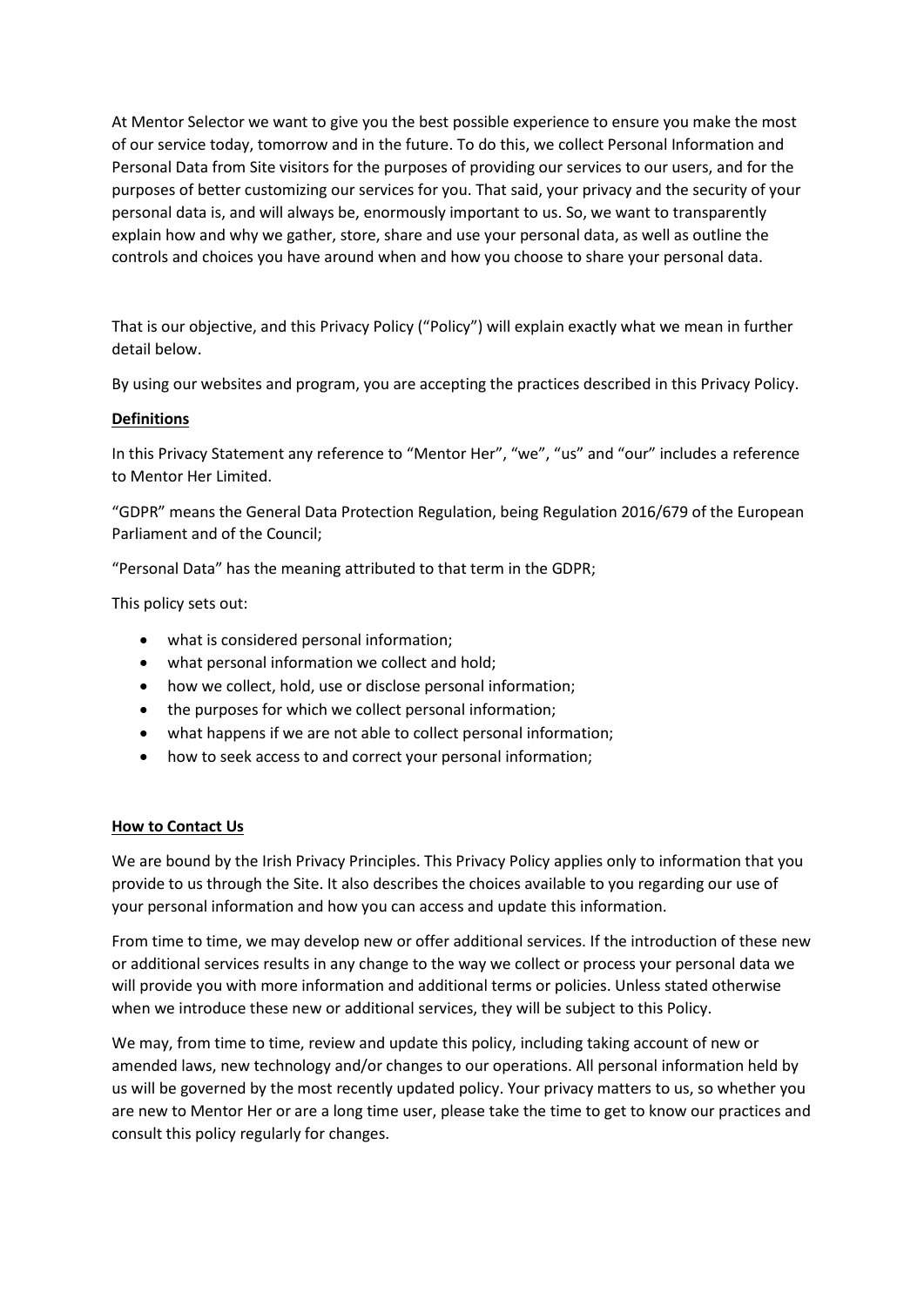At Mentor Selector we want to give you the best possible experience to ensure you make the most of our service today, tomorrow and in the future. To do this, we collect Personal Information and Personal Data from Site visitors for the purposes of providing our services to our users, and for the purposes of better customizing our services for you. That said, your privacy and the security of your personal data is, and will always be, enormously important to us. So, we want to transparently explain how and why we gather, store, share and use your personal data, as well as outline the controls and choices you have around when and how you choose to share your personal data.

That is our objective, and this Privacy Policy ("Policy") will explain exactly what we mean in further detail below.

By using our websites and program, you are accepting the practices described in this Privacy Policy.

**Definitions**

In this Privacy Statement any reference to "Mentor Her", "we", "us" and "our" includes a reference to Mentor Her Limited.

"GDPR" means the General Data Protection Regulation, being Regulation 2016/679 of the European Parliament and of the Council;

"Personal Data" has the meaning attributed to that term in the GDPR;

This policy sets out:

- what is considered personal information;
- what personal information we collect and hold;
- how we collect, hold, use or disclose personal information;
- the purposes for which we collect personal information;
- what happens if we are not able to collect personal information;
- how to seek access to and correct your personal information;

**How to Contact Us**

We are bound by the Irish Privacy Principles. This Privacy Policy applies only to information that you provide to us through the Site. It also describes the choices available to you regarding our use of your personal information and how you can access and update this information.

From time to time, we may develop new or offer additional services. If the introduction of these new or additional services results in any change to the way we collect or process your personal data we will provide you with more information and additional terms or policies. Unless stated otherwise when we introduce these new or additional services, they will be subject to this Policy.

We may, from time to time, review and update this policy, including taking account of new or amended laws, new technology and/or changes to our operations. All personal information held by us will be governed by the most recently updated policy. Your privacy matters to us, so whether you are new to Mentor Her or are a long time user, please take the time to get to know our practices and consult this policy regularly for changes.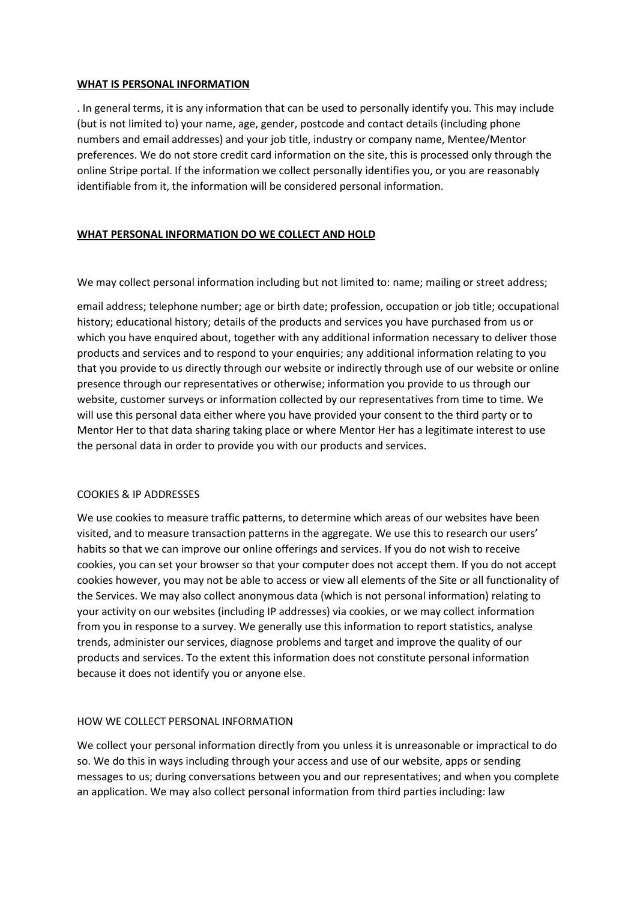## WHAT IS PERSONAL INFORMATION

. In general terms, it is any information that can be used to personally identify you. This may include (but is not limited to) your name, age, gender, postcode and contact details (including phone numbers and email addresses) and your job title, industry or company name, Mentee/Mentor preferences. We do not store credit card information on the site, this is processed only through the online Stripe portal. If the information we collect personally identifies you, or you are reasonably identifiable from it, the information will be considered personal information.

## WHAT PERSONAL INFORMATION DO WE COLLECT AND HOLD

We may collect personal information including but not limited to: name; mailing or street address;

email address; telephone number; age or birth date; profession, occupation or job title; occupational history; educational history; details of the products and services you have purchased from us or which you have enquired about, together with any additional information necessary to deliver those products and services and to respond to your enquiries; any additional information relating to you that you provide to us directly through our website or indirectly through use of our website or online presence through our representatives or otherwise; information you provide to us through our website, customer surveys or information collected by our representatives from time to time. We will use this personal data either where you have provided your consent to the third party or to Mentor Her to that data sharing taking place or where Mentor Her has a legitimate interest to use the personal data in order to provide you with our products and services.

### COOKIES & IP ADDRESSES

We use cookies to measure traffic patterns, to determine which areas of our websites have been visited, and to measure transaction patterns in the aggregate. We use this to research our users' habits so that we can improve our online offerings and services. If you do not wish to receive cookies, you can set your browser so that your computer does not accept them. If you do not accept cookies however, you may not be able to access or view all elements of the Site or all functionality of the Services. We may also collect anonymous data (which is not personal information) relating to your activity on our websites (including IP addresses) via cookies, or we may collect information from you in response to a survey. We generally use this information to report statistics, analyse trends, administer our services, diagnose problems and target and improve the quality of our products and services. To the extent this information does not constitute personal information because it does not identify you or anyone else.

### HOW WE COLLECT PERSONAL INFORMATION

We collect your personal information directly from you unless it is unreasonable or impractical to do so. We do this in ways including through your access and use of our website, apps or sending messages to us; during conversations between you and our representatives; and when you complete an application. We may also collect personal information from third parties including: law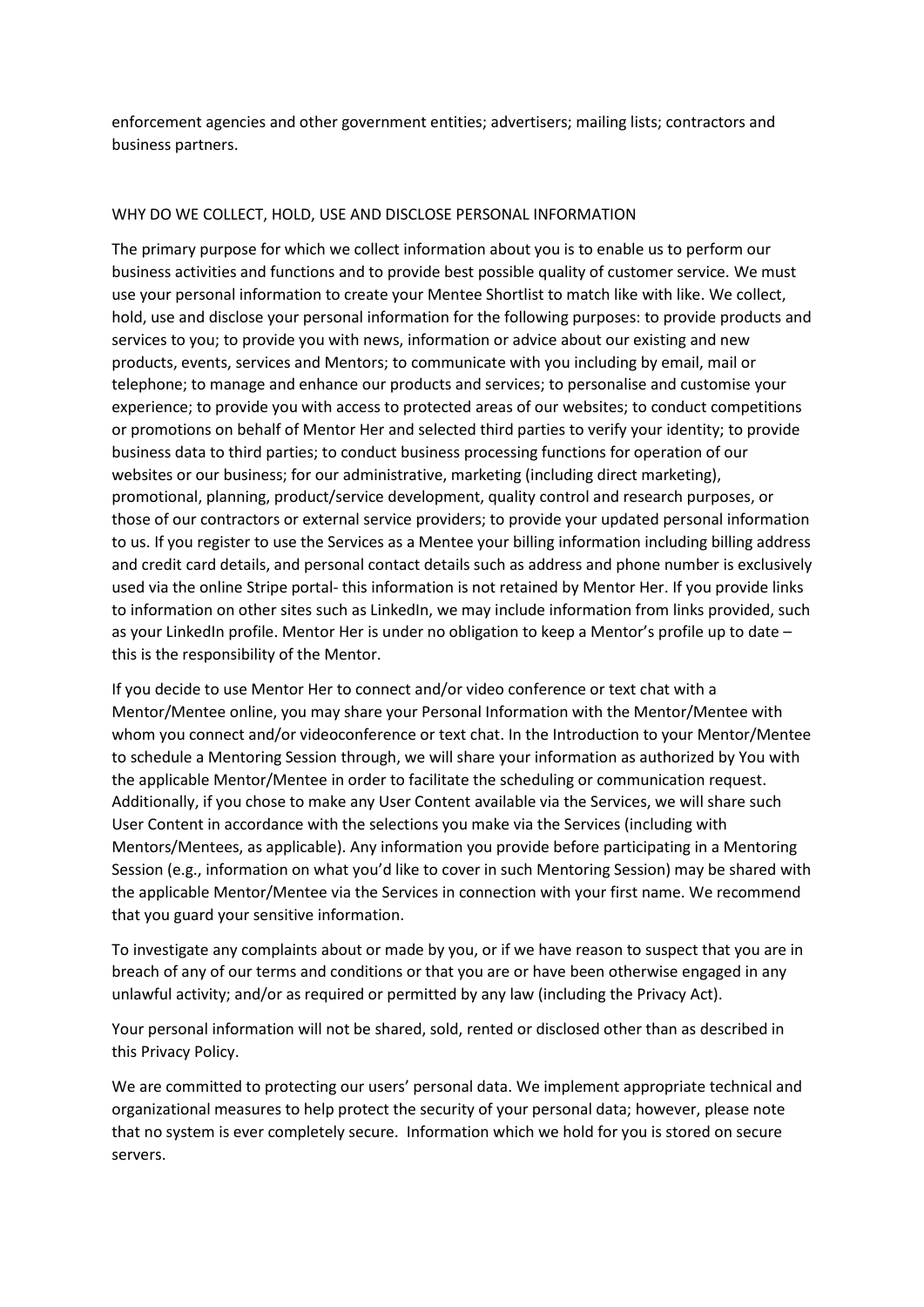enforcement agencies and other government entities; advertisers; mailing lists; contractors and business partners.

## WHY DO WE COLLECT, HOLD, USE AND DISCLOSE PERSONAL INFORMATION

The primary purpose for which we collect information about you is to enable us to perform our business activities and functions and to provide best possible quality of customer service. We must use your personal information to create your Mentee Shortlist to match like with like. We collect, hold, use and disclose your personal information for the following purposes: to provide products and services to you; to provide you with news, information or advice about our existing and new products, events, services and Mentors; to communicate with you including by email, mail or telephone; to manage and enhance our products and services; to personalise and customise your experience; to provide you with access to protected areas of our websites; to conduct competitions or promotions on behalf of Mentor Her and selected third parties to verify your identity; to provide business data to third parties; to conduct business processing functions for operation of our websites or our business; for our administrative, marketing (including direct marketing), promotional, planning, product/service development, quality control and research purposes, or those of our contractors or external service providers; to provide your updated personal information to us. If you register to use the Services as a Mentee your billing information including billing address and credit card details, and personal contact details such as address and phone number is exclusively used via the online Stripe portal- this information is not retained by Mentor Her. If you provide links to information on other sites such as LinkedIn, we may include information from links provided, such as your LinkedIn profile. Mentor Her is under no obligation to keep a Mentor's profile up to date – this is the responsibility of the Mentor.

If you decide to use Mentor Her to connect and/or video conference or text chat with a Mentor/Mentee online, you may share your Personal Information with the Mentor/Mentee with whom you connect and/or videoconference or text chat. In the Introduction to your Mentor/Mentee to schedule a Mentoring Session through, we will share your information as authorized by You with the applicable Mentor/Mentee in order to facilitate the scheduling or communication request. Additionally, if you chose to make any User Content available via the Services, we will share such User Content in accordance with the selections you make via the Services (including with Mentors/Mentees, as applicable). Any information you provide before participating in a Mentoring Session (e.g., information on what you'd like to cover in such Mentoring Session) may be shared with the applicable Mentor/Mentee via the Services in connection with your first name. We recommend that you guard your sensitive information.

To investigate any complaints about or made by you, or if we have reason to suspect that you are in breach of any of our terms and conditions or that you are or have been otherwise engaged in any unlawful activity; and/or as required or permitted by any law (including the Privacy Act).

Your personal information will not be shared, sold, rented or disclosed other than as described in this Privacy Policy.

We are committed to protecting our users' personal data. We implement appropriate technical and organizational measures to help protect the security of your personal data; however, please note that no system is ever completely secure. Information which we hold for you is stored on secure servers.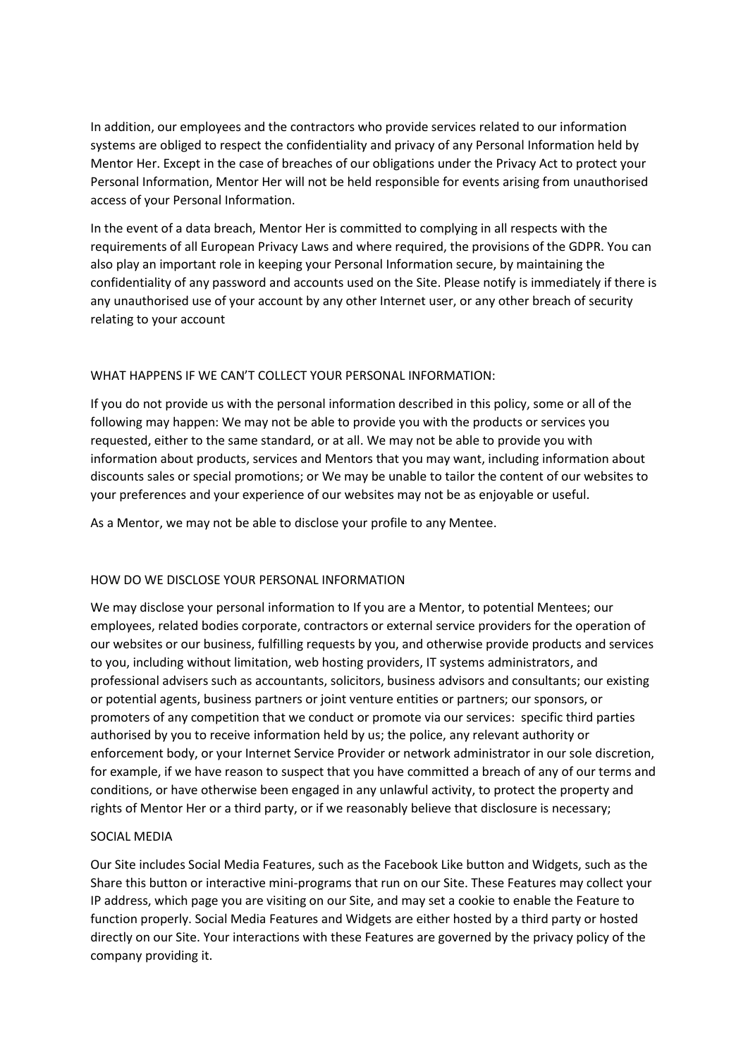In addition, our employees and the contractors who provide services related to our information systems are obliged to respect the confidentiality and privacy of any Personal Information held by Mentor Her. Except in the case of breaches of our obligations under the Privacy Act to protect your Personal Information, Mentor Her will not be held responsible for events arising from unauthorised access of your Personal Information.

In the event of a data breach, Mentor Her is committed to complying in all respects with the requirements of all European Privacy Laws and where required, the provisions of the GDPR. You can also play an important role in keeping your Personal Information secure, by maintaining the confidentiality of any password and accounts used on the Site. Please notify is immediately if there is any unauthorised use of your account by any other Internet user, or any other breach of security relating to your account

## WHAT HAPPENS IF WE CAN'T COLLECT YOUR PERSONAL INFORMATION:

If you do not provide us with the personal information described in this policy, some or all of the following may happen: We may not be able to provide you with the products or services you requested, either to the same standard, or at all. We may not be able to provide you with information about products, services and Mentors that you may want, including information about discounts sales or special promotions; or We may be unable to tailor the content of our websites to your preferences and your experience of our websites may not be as enjoyable or useful.

As a Mentor, we may not be able to disclose your profile to any Mentee.

## HOW DO WE DISCLOSE YOUR PERSONAL INFORMATION

We may disclose your personal information to If you are a Mentor, to potential Mentees; our employees, related bodies corporate, contractors or external service providers for the operation of our websites or our business, fulfilling requests by you, and otherwise provide products and services to you, including without limitation, web hosting providers, IT systems administrators, and professional advisers such as accountants, solicitors, business advisors and consultants; our existing or potential agents, business partners or joint venture entities or partners; our sponsors, or promoters of any competition that we conduct or promote via our services: specific third parties authorised by you to receive information held by us; the police, any relevant authority or enforcement body, or your Internet Service Provider or network administrator in our sole discretion, for example, if we have reason to suspect that you have committed a breach of any of our terms and conditions, or have otherwise been engaged in any unlawful activity, to protect the property and rights of Mentor Her or a third party, or if we reasonably believe that disclosure is necessary;

## SOCIAL MEDIA

Our Site includes Social Media Features, such as the Facebook Like button and Widgets, such as the Share this button or interactive mini-programs that run on our Site. These Features may collect your IP address, which page you are visiting on our Site, and may set a cookie to enable the Feature to function properly. Social Media Features and Widgets are either hosted by a third party or hosted directly on our Site. Your interactions with these Features are governed by the privacy policy of the company providing it.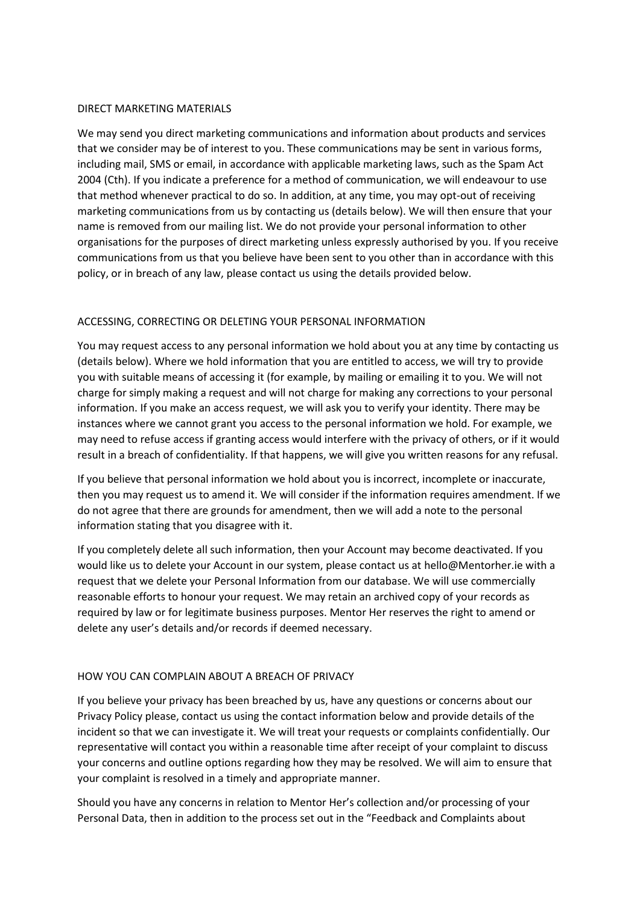## DIRECT MARKETING MATERIALS

We may send you direct marketing communications and information about products and services that we consider may be of interest to you. These communications may be sent in various forms, including mail, SMS or email, in accordance with applicable marketing laws, such as the Spam Act 2004 (Cth). If you indicate a preference for a method of communication, we will endeavour to use that method whenever practical to do so. In addition, at any time, you may opt-out of receiving marketing communications from us by contacting us (details below). We will then ensure that your name is removed from our mailing list. We do not provide your personal information to other organisations for the purposes of direct marketing unless expressly authorised by you. If you receive communications from us that you believe have been sent to you other than in accordance with this policy, or in breach of any law, please contact us using the details provided below.

## ACCESSING, CORRECTING OR DELETING YOUR PERSONAL INFORMATION

You may request access to any personal information we hold about you at any time by contacting us (details below). Where we hold information that you are entitled to access, we will try to provide you with suitable means of accessing it (for example, by mailing or emailing it to you. We will not charge for simply making a request and will not charge for making any corrections to your personal information. If you make an access request, we will ask you to verify your identity. There may be instances where we cannot grant you access to the personal information we hold. For example, we may need to refuse access if granting access would interfere with the privacy of others, or if it would result in a breach of confidentiality. If that happens, we will give you written reasons for any refusal.

If you believe that personal information we hold about you is incorrect, incomplete or inaccurate, then you may request us to amend it. We will consider if the information requires amendment. If we do not agree that there are grounds for amendment, then we will add a note to the personal information stating that you disagree with it.

If you completely delete all such information, then your Account may become deactivated. If you would like us to delete your Account in our system, please contact us at hello@Mentorher.ie with a request that we delete your Personal Information from our database. We will use commercially reasonable efforts to honour your request. We may retain an archived copy of your records as required by law or for legitimate business purposes. Mentor Her reserves the right to amend or delete any user's details and/or records if deemed necessary.

## HOW YOU CAN COMPLAIN ABOUT A BREACH OF PRIVACY

If you believe your privacy has been breached by us, have any questions or concerns about our Privacy Policy please, contact us using the contact information below and provide details of the incident so that we can investigate it. We will treat your requests or complaints confidentially. Our representative will contact you within a reasonable time after receipt of your complaint to discuss your concerns and outline options regarding how they may be resolved. We will aim to ensure that your complaint is resolved in a timely and appropriate manner.

Should you have any concerns in relation to Mentor Her's collection and/or processing of your Personal Data, then in addition to the process set out in the "Feedback and Complaints about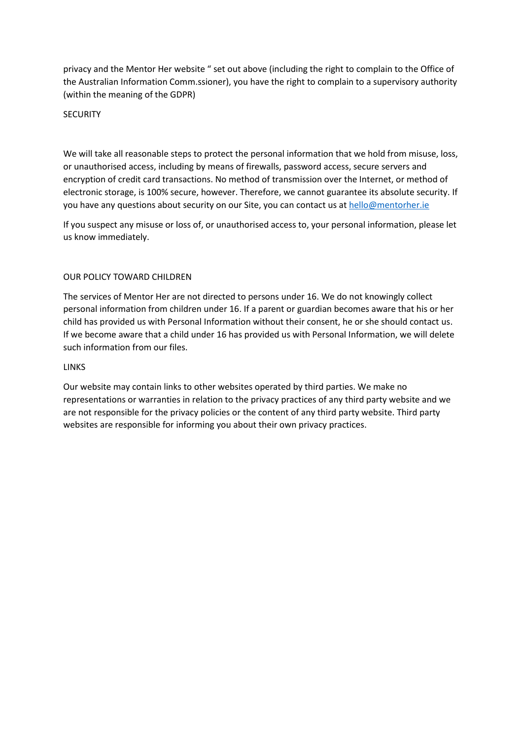privacy and the Mentor Her website " set out above (including the right to complain to the Office of the Australian Information Comm.ssioner), you have the right to complain to a supervisory authority (within the meaning of the GDPR)

## SECURITY

We will take all reasonable steps to protect the personal information that we hold from misuse, loss, or unauthorised access, including by means of firewalls, password access, secure servers and encryption of credit card transactions. No method of transmission over the Internet, or method of electronic storage, is 100% secure, however. Therefore, we cannot guarantee its absolute security. If you have any questions about security on our Site, you can contact us at hello@mentorher.ie

If you suspect any misuse or loss of, or unauthorised access to, your personal information, please let us know immediately.

## OUR POLICY TOWARD CHILDREN

The services of Mentor Her are not directed to persons under 16. We do not knowingly collect personal information from children under 16. If a parent or guardian becomes aware that his or her child has provided us with Personal Information without their consent, he or she should contact us. If we become aware that a child under 16 has provided us with Personal Information, we will delete such information from our files.

## LINKS

Our website may contain links to other websites operated by third parties. We make no representations or warranties in relation to the privacy practices of any third party website and we are not responsible for the privacy policies or the content of any third party website. Third party websites are responsible for informing you about their own privacy practices.